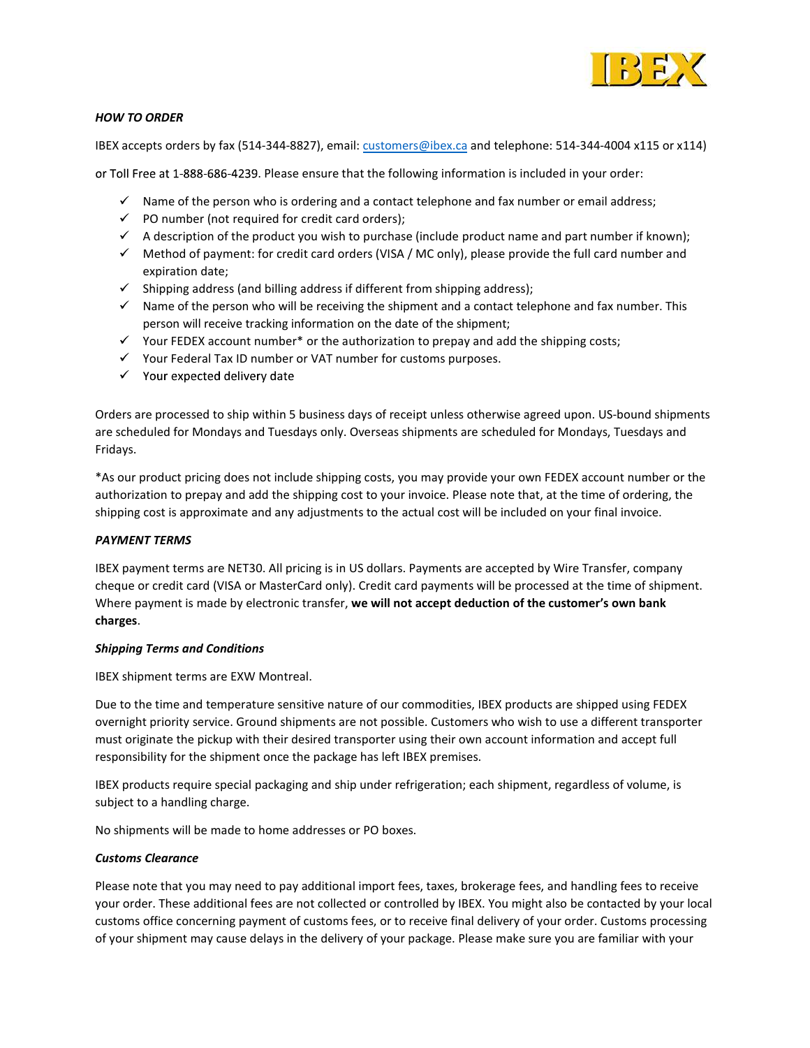### *HOW TO ORDER*

IBEX accepts orders by fax (514-344-8827), email: customers@ibex.ca and telephone: 514-344-4004 x115 or x114)

or Toll Free at 1-888-686-4239. Please ensure that the following information is included in your order:

- ✓ Name of the person who is ordering and a contact telephone and fax number or email address;
- ✓ PO number (not required for credit card orders);
- ✓ A description of the product you wish to purchase (include product name and part number if known);
- ✓ Method of payment: for credit card orders (VISA / MC only), please provide the full card number and expiration date;
- ✓ Shipping address (and billing address if different from shipping address);
- ✓ Name of the person who will be receiving the shipment and a contact telephone and fax number. This person will receive tracking information on the date of the shipment;
- ✓ Your FEDEX account number* or the authorization to prepay and add the shipping costs;
- ✓ Your Federal Tax ID number or VAT number for customs purposes.
- ✓ Your expected delivery date

Orders are processed to ship within 5 business days of receipt unless otherwise agreed upon. US-bound shipments are scheduled for Mondays and Tuesdays only. Overseas shipments are scheduled for Mondays, Tuesdays and Fridays.

*As our product pricing does not include shipping costs, you may provide your own FEDEX account number or the authorization to prepay and add the shipping cost to your invoice. Please note that, at the time of ordering, the shipping cost is approximate and any adjustments to the actual cost will be included on your final invoice.

### *PAYMENT TERMS*

IBEX payment terms are NET30. All pricing is in US dollars. Payments are accepted by Wire Transfer, company cheque or credit card (VISA or MasterCard only). Credit card payments will be processed at the time of shipment. Where payment is made by electronic transfer, **we will not accept deduction of the customer's own bank charges**.

### *Shipping Terms and Conditions*

IBEX shipment terms are EXW Montreal.

Due to the time and temperature sensitive nature of our commodities, IBEX products are shipped using FEDEX overnight priority service. Ground shipments are not possible. Customers who wish to use a different transporter must originate the pickup with their desired transporter using their own account information and accept full responsibility for the shipment once the package has left IBEX premises.

IBEX products require special packaging and ship under refrigeration; each shipment, regardless of volume, is subject to a handling charge.

No shipments will be made to home addresses or PO boxes.

### *Customs Clearance*

Please note that you may need to pay additional import fees, taxes, brokerage fees, and handling fees to receive your order. These additional fees are not collected or controlled by IBEX. You might also be contacted by your local customs office concerning payment of customs fees, or to receive final delivery of your order. Customs processing of your shipment may cause delays in the delivery of your package. Please make sure you are familiar with your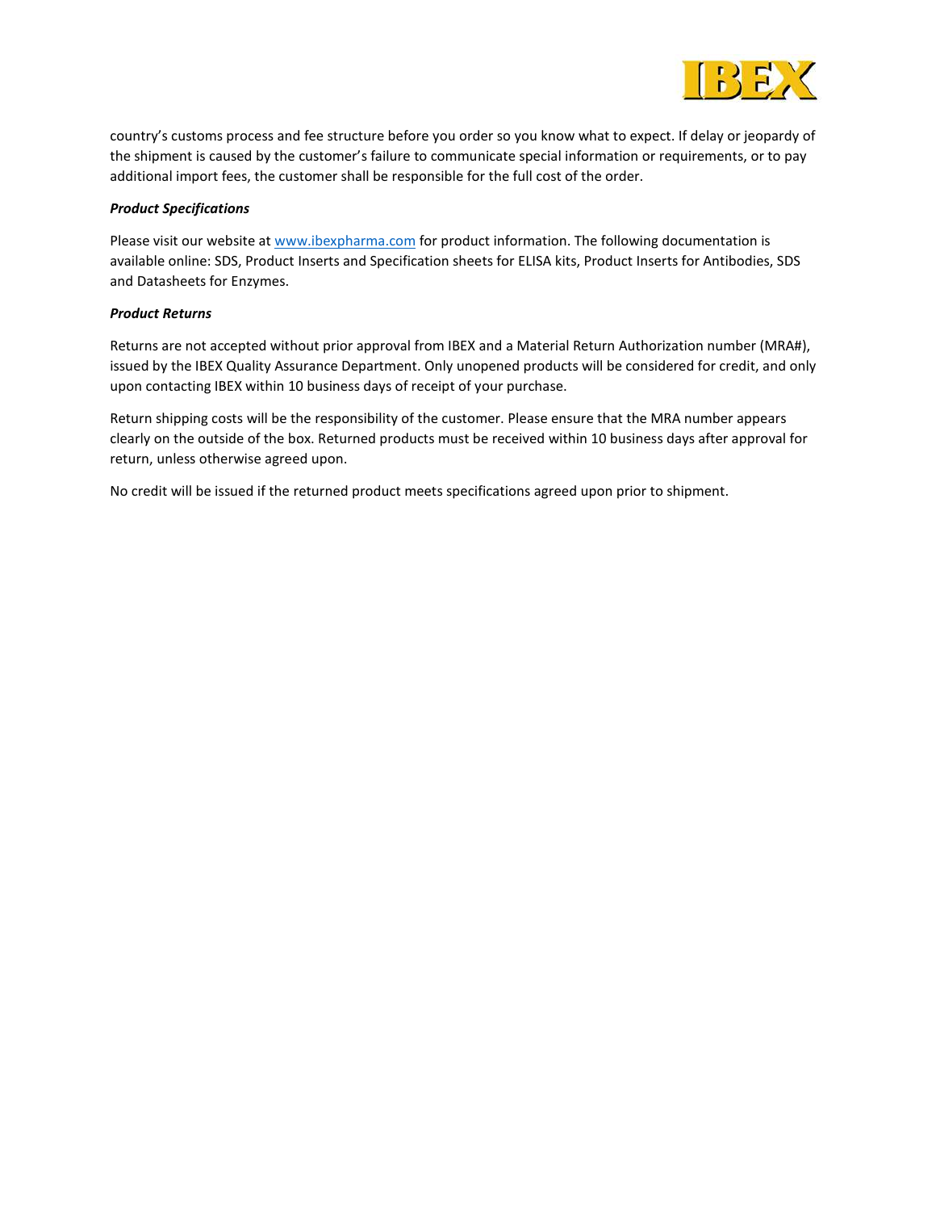country's customs process and fee structure before you order so you know what to expect. If delay or jeopardy of the shipment is caused by the customer's failure to communicate special information or requirements, or to pay additional import fees, the customer shall be responsible for the full cost of the order.

***Product Specifications***

Please visit our website at [www.ibexpharma.com](http://www.ibexpharma.com) for product information. The following documentation is available online: SDS, Product Inserts and Specification sheets for ELISA kits, Product Inserts for Antibodies, SDS and Datasheets for Enzymes.

***Product Returns***

Returns are not accepted without prior approval from IBEX and a Material Return Authorization number (MRA#), issued by the IBEX Quality Assurance Department. Only unopened products will be considered for credit, and only upon contacting IBEX within 10 business days of receipt of your purchase.

Return shipping costs will be the responsibility of the customer. Please ensure that the MRA number appears clearly on the outside of the box. Returned products must be received within 10 business days after approval for return, unless otherwise agreed upon.

No credit will be issued if the returned product meets specifications agreed upon prior to shipment.